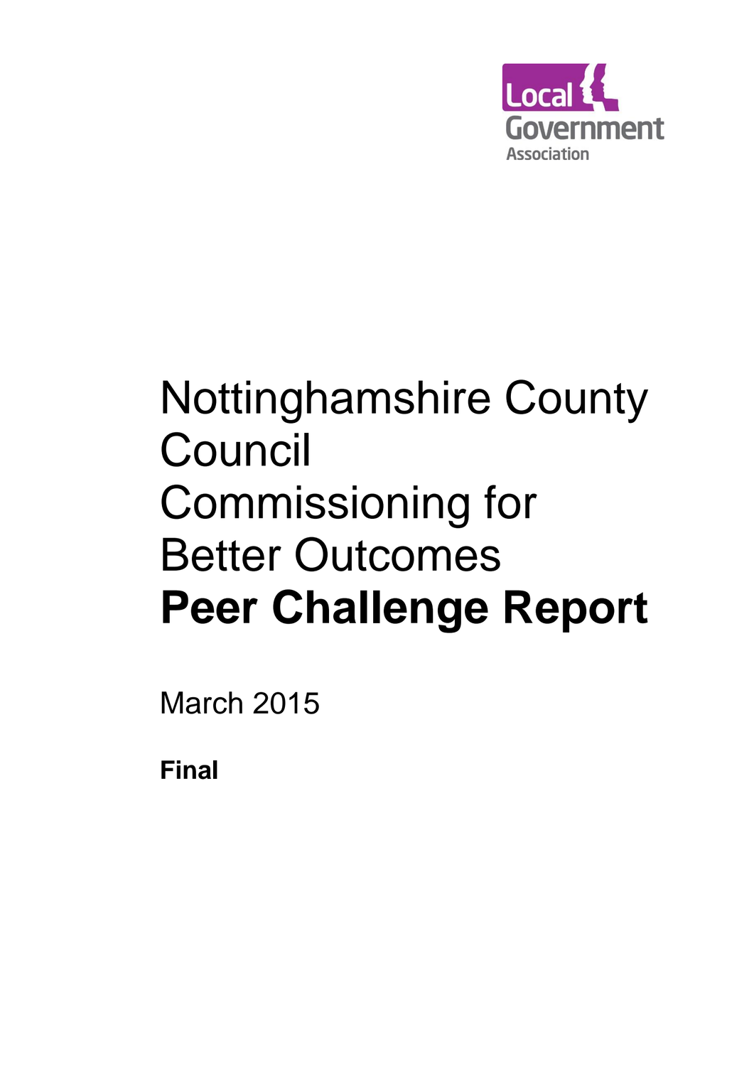Local Government Association

# Nottinghamshire County Council Commissioning for Better Outcomes **Peer Challenge Report**

March 2015

**Final**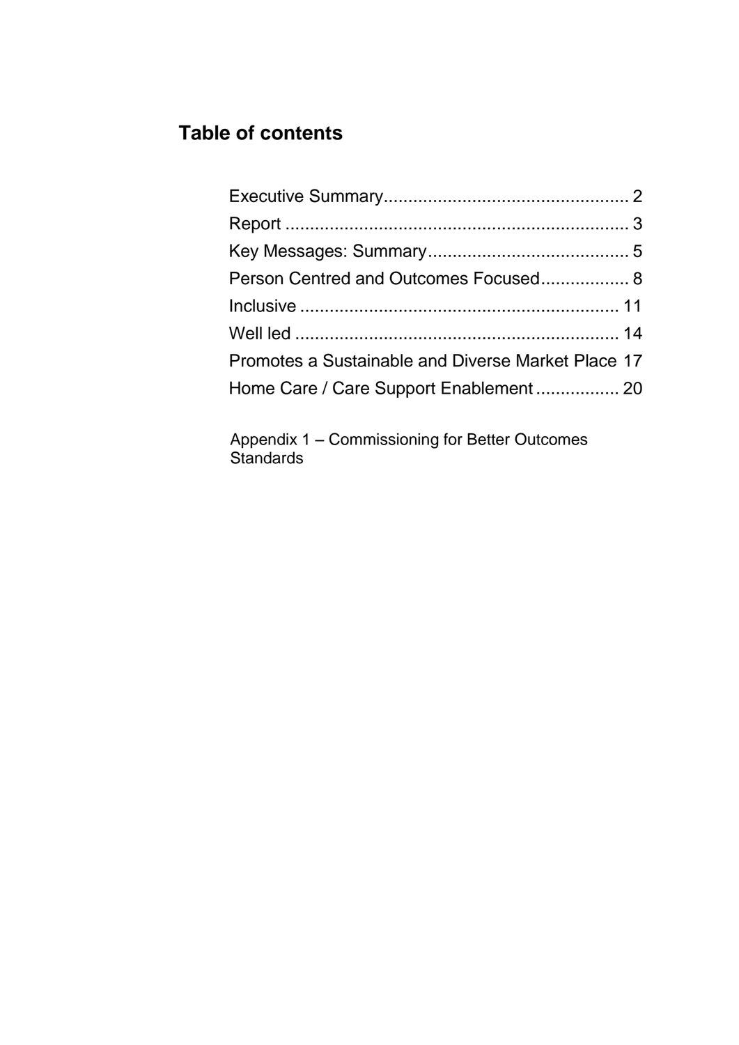## Table of contents

Executive Summary.................................................. 2
Report ...................................................................... 3
Key Messages: Summary......................................... 5
Person Centred and Outcomes Focused.................. 8
Inclusive ................................................................. 11
Well led .................................................................. 14
Promotes a Sustainable and Diverse Market Place 17
Home Care / Care Support Enablement................. 20

Appendix 1 – Commissioning for Better Outcomes Standards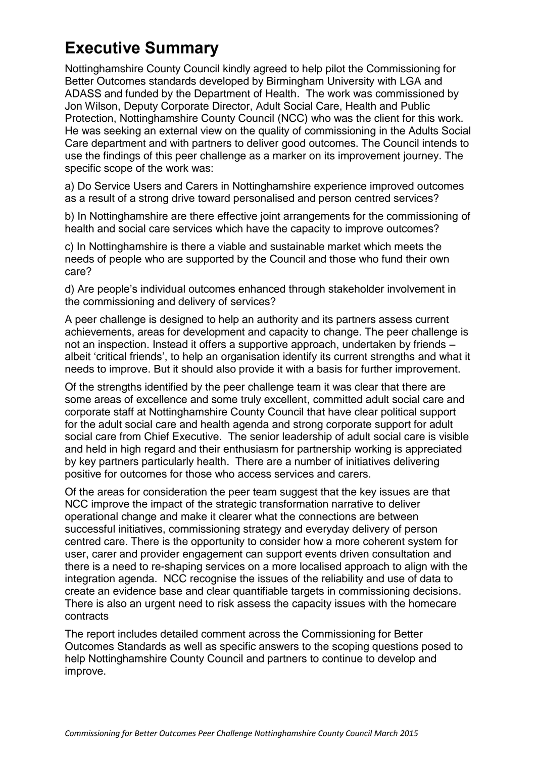# Executive Summary

Nottinghamshire County Council kindly agreed to help pilot the Commissioning for Better Outcomes standards developed by Birmingham University with LGA and ADASS and funded by the Department of Health. The work was commissioned by Jon Wilson, Deputy Corporate Director, Adult Social Care, Health and Public Protection, Nottinghamshire County Council (NCC) who was the client for this work. He was seeking an external view on the quality of commissioning in the Adults Social Care department and with partners to deliver good outcomes. The Council intends to use the findings of this peer challenge as a marker on its improvement journey. The specific scope of the work was:

a) Do Service Users and Carers in Nottinghamshire experience improved outcomes as a result of a strong drive toward personalised and person centred services?

b) In Nottinghamshire are there effective joint arrangements for the commissioning of health and social care services which have the capacity to improve outcomes?

c) In Nottinghamshire is there a viable and sustainable market which meets the needs of people who are supported by the Council and those who fund their own care?

d) Are people's individual outcomes enhanced through stakeholder involvement in the commissioning and delivery of services?

A peer challenge is designed to help an authority and its partners assess current achievements, areas for development and capacity to change. The peer challenge is not an inspection. Instead it offers a supportive approach, undertaken by friends – albeit 'critical friends', to help an organisation identify its current strengths and what it needs to improve. But it should also provide it with a basis for further improvement.

Of the strengths identified by the peer challenge team it was clear that there are some areas of excellence and some truly excellent, committed adult social care and corporate staff at Nottinghamshire County Council that have clear political support for the adult social care and health agenda and strong corporate support for adult social care from Chief Executive. The senior leadership of adult social care is visible and held in high regard and their enthusiasm for partnership working is appreciated by key partners particularly health. There are a number of initiatives delivering positive for outcomes for those who access services and carers.

Of the areas for consideration the peer team suggest that the key issues are that NCC improve the impact of the strategic transformation narrative to deliver operational change and make it clearer what the connections are between successful initiatives, commissioning strategy and everyday delivery of person centred care. There is the opportunity to consider how a more coherent system for user, carer and provider engagement can support events driven consultation and there is a need to re-shaping services on a more localised approach to align with the integration agenda. NCC recognise the issues of the reliability and use of data to create an evidence base and clear quantifiable targets in commissioning decisions. There is also an urgent need to risk assess the capacity issues with the homecare contracts

The report includes detailed comment across the Commissioning for Better Outcomes Standards as well as specific answers to the scoping questions posed to help Nottinghamshire County Council and partners to continue to develop and improve.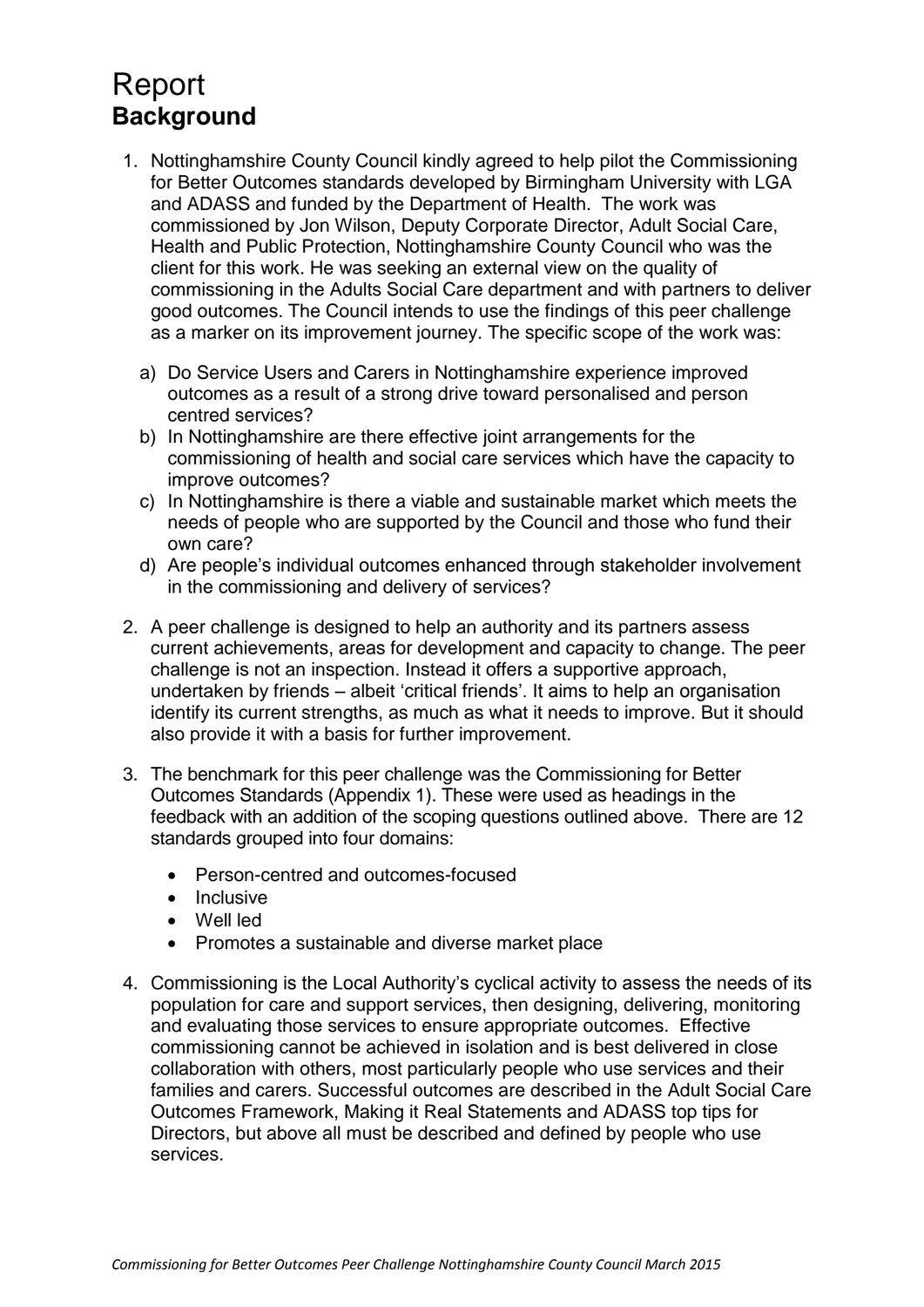# Report

## Background

1. Nottinghamshire County Council kindly agreed to help pilot the Commissioning for Better Outcomes standards developed by Birmingham University with LGA and ADASS and funded by the Department of Health. The work was commissioned by Jon Wilson, Deputy Corporate Director, Adult Social Care, Health and Public Protection, Nottinghamshire County Council who was the client for this work. He was seeking an external view on the quality of commissioning in the Adults Social Care department and with partners to deliver good outcomes. The Council intends to use the findings of this peer challenge as a marker on its improvement journey. The specific scope of the work was:

   a) Do Service Users and Carers in Nottinghamshire experience improved outcomes as a result of a strong drive toward personalised and person centred services?
   b) In Nottinghamshire are there effective joint arrangements for the commissioning of health and social care services which have the capacity to improve outcomes?
   c) In Nottinghamshire is there a viable and sustainable market which meets the needs of people who are supported by the Council and those who fund their own care?
   d) Are people's individual outcomes enhanced through stakeholder involvement in the commissioning and delivery of services?

2. A peer challenge is designed to help an authority and its partners assess current achievements, areas for development and capacity to change. The peer challenge is not an inspection. Instead it offers a supportive approach, undertaken by friends – albeit 'critical friends'. It aims to help an organisation identify its current strengths, as much as what it needs to improve. But it should also provide it with a basis for further improvement.

3. The benchmark for this peer challenge was the Commissioning for Better Outcomes Standards (Appendix 1). These were used as headings in the feedback with an addition of the scoping questions outlined above. There are 12 standards grouped into four domains:

   - Person-centred and outcomes-focused
   - Inclusive
   - Well led
   - Promotes a sustainable and diverse market place

4. Commissioning is the Local Authority's cyclical activity to assess the needs of its population for care and support services, then designing, delivering, monitoring and evaluating those services to ensure appropriate outcomes. Effective commissioning cannot be achieved in isolation and is best delivered in close collaboration with others, most particularly people who use services and their families and carers. Successful outcomes are described in the Adult Social Care Outcomes Framework, Making it Real Statements and ADASS top tips for Directors, but above all must be described and defined by people who use services.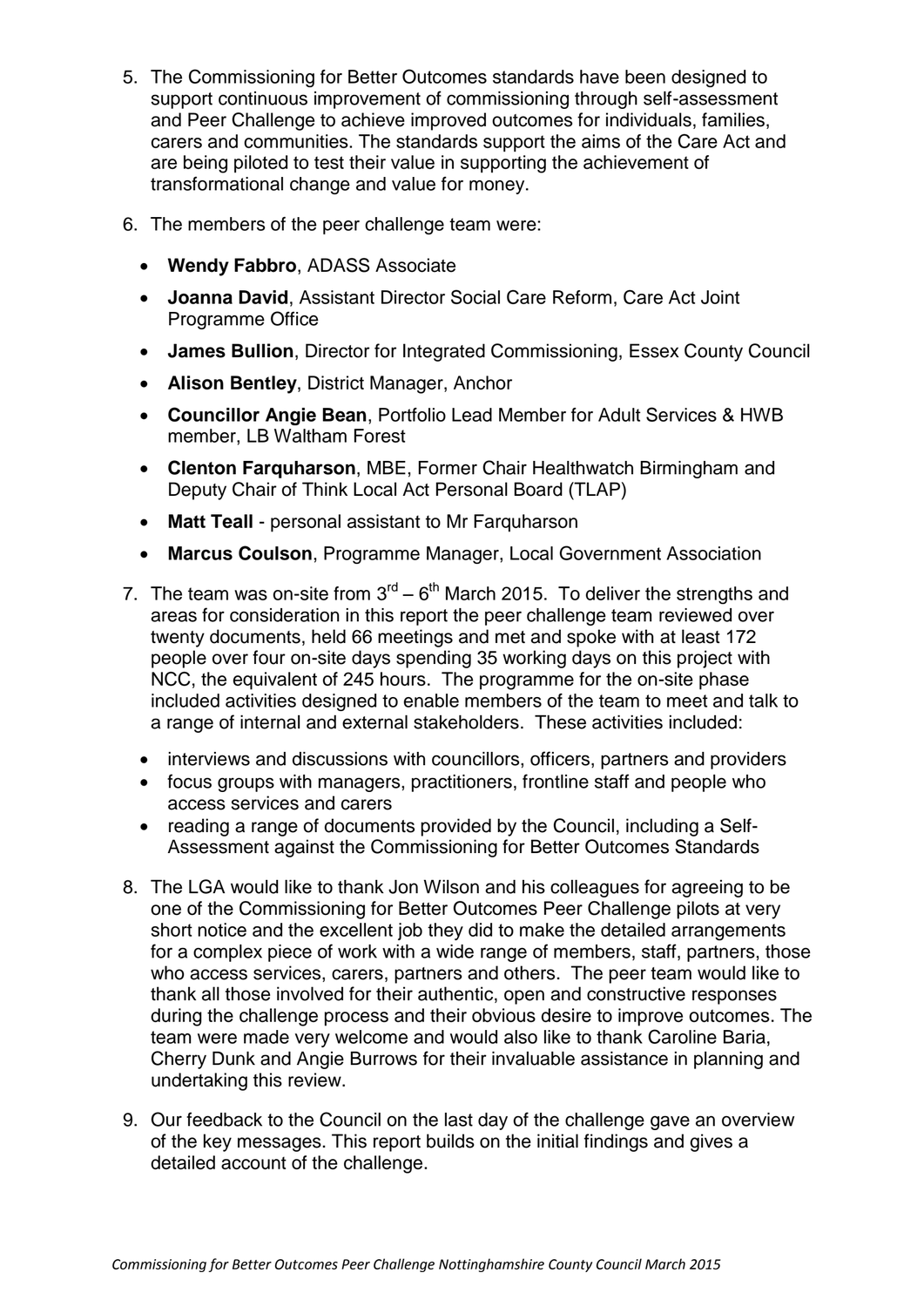5. The Commissioning for Better Outcomes standards have been designed to support continuous improvement of commissioning through self-assessment and Peer Challenge to achieve improved outcomes for individuals, families, carers and communities. The standards support the aims of the Care Act and are being piloted to test their value in supporting the achievement of transformational change and value for money.

6. The members of the peer challenge team were:

   - **Wendy Fabbro**, ADASS Associate
   - **Joanna David**, Assistant Director Social Care Reform, Care Act Joint Programme Office
   - **James Bullion**, Director for Integrated Commissioning, Essex County Council
   - **Alison Bentley**, District Manager, Anchor
   - **Councillor Angie Bean**, Portfolio Lead Member for Adult Services & HWB member, LB Waltham Forest
   - **Clenton Farquharson**, MBE, Former Chair Healthwatch Birmingham and Deputy Chair of Think Local Act Personal Board (TLAP)
   - **Matt Teall** - personal assistant to Mr Farquharson
   - **Marcus Coulson**, Programme Manager, Local Government Association

7. The team was on-site from 3rd – 6th March 2015. To deliver the strengths and areas for consideration in this report the peer challenge team reviewed over twenty documents, held 66 meetings and met and spoke with at least 172 people over four on-site days spending 35 working days on this project with NCC, the equivalent of 245 hours. The programme for the on-site phase included activities designed to enable members of the team to meet and talk to a range of internal and external stakeholders. These activities included:

   - interviews and discussions with councillors, officers, partners and providers
   - focus groups with managers, practitioners, frontline staff and people who access services and carers
   - reading a range of documents provided by the Council, including a Self-Assessment against the Commissioning for Better Outcomes Standards

8. The LGA would like to thank Jon Wilson and his colleagues for agreeing to be one of the Commissioning for Better Outcomes Peer Challenge pilots at very short notice and the excellent job they did to make the detailed arrangements for a complex piece of work with a wide range of members, staff, partners, those who access services, carers, partners and others. The peer team would like to thank all those involved for their authentic, open and constructive responses during the challenge process and their obvious desire to improve outcomes. The team were made very welcome and would also like to thank Caroline Baria, Cherry Dunk and Angie Burrows for their invaluable assistance in planning and undertaking this review.

9. Our feedback to the Council on the last day of the challenge gave an overview of the key messages. This report builds on the initial findings and gives a detailed account of the challenge.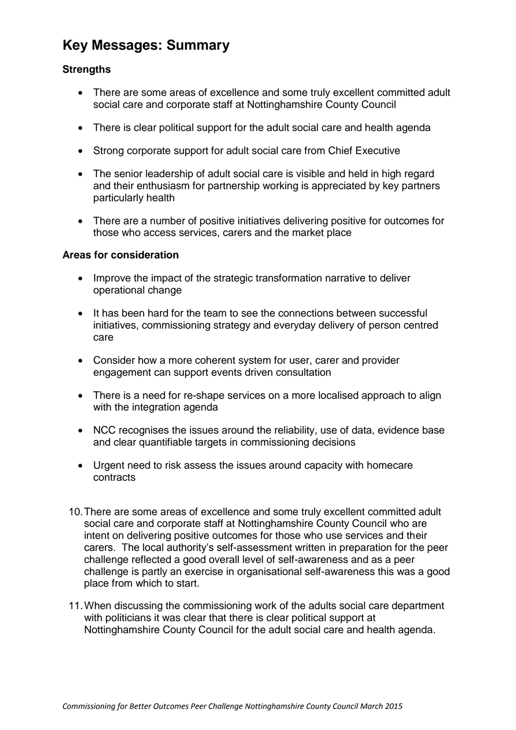## Key Messages: Summary

**Strengths**

- There are some areas of excellence and some truly excellent committed adult social care and corporate staff at Nottinghamshire County Council
- There is clear political support for the adult social care and health agenda
- Strong corporate support for adult social care from Chief Executive
- The senior leadership of adult social care is visible and held in high regard and their enthusiasm for partnership working is appreciated by key partners particularly health
- There are a number of positive initiatives delivering positive for outcomes for those who access services, carers and the market place

**Areas for consideration**

- Improve the impact of the strategic transformation narrative to deliver operational change
- It has been hard for the team to see the connections between successful initiatives, commissioning strategy and everyday delivery of person centred care
- Consider how a more coherent system for user, carer and provider engagement can support events driven consultation
- There is a need for re-shape services on a more localised approach to align with the integration agenda
- NCC recognises the issues around the reliability, use of data, evidence base and clear quantifiable targets in commissioning decisions
- Urgent need to risk assess the issues around capacity with homecare contracts

10. There are some areas of excellence and some truly excellent committed adult social care and corporate staff at Nottinghamshire County Council who are intent on delivering positive outcomes for those who use services and their carers. The local authority's self-assessment written in preparation for the peer challenge reflected a good overall level of self-awareness and as a peer challenge is partly an exercise in organisational self-awareness this was a good place from which to start.

11. When discussing the commissioning work of the adults social care department with politicians it was clear that there is clear political support at Nottinghamshire County Council for the adult social care and health agenda.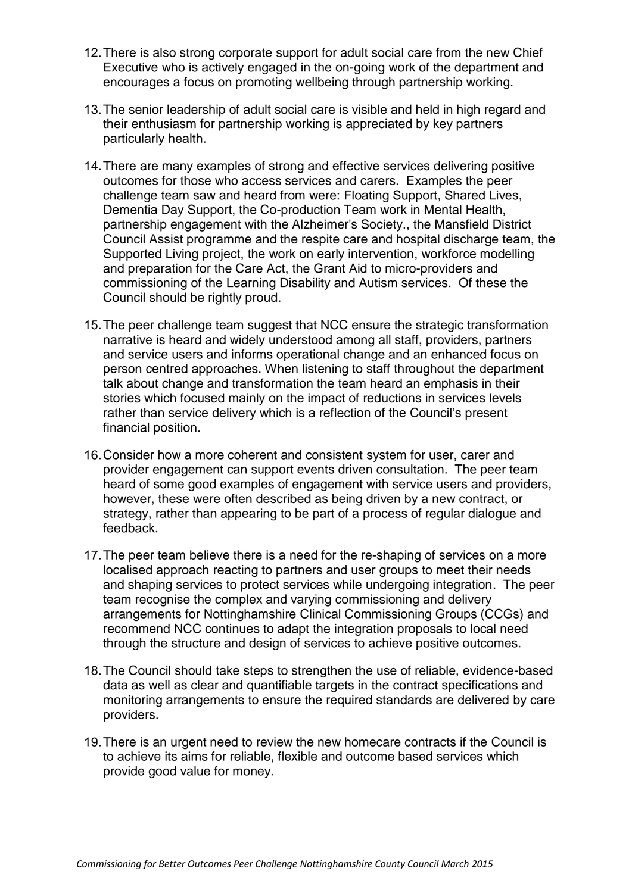12. There is also strong corporate support for adult social care from the new Chief Executive who is actively engaged in the on-going work of the department and encourages a focus on promoting wellbeing through partnership working.

13. The senior leadership of adult social care is visible and held in high regard and their enthusiasm for partnership working is appreciated by key partners particularly health.

14. There are many examples of strong and effective services delivering positive outcomes for those who access services and carers. Examples the peer challenge team saw and heard from were: Floating Support, Shared Lives, Dementia Day Support, the Co-production Team work in Mental Health, partnership engagement with the Alzheimer's Society., the Mansfield District Council Assist programme and the respite care and hospital discharge team, the Supported Living project, the work on early intervention, workforce modelling and preparation for the Care Act, the Grant Aid to micro-providers and commissioning of the Learning Disability and Autism services. Of these the Council should be rightly proud.

15. The peer challenge team suggest that NCC ensure the strategic transformation narrative is heard and widely understood among all staff, providers, partners and service users and informs operational change and an enhanced focus on person centred approaches. When listening to staff throughout the department talk about change and transformation the team heard an emphasis in their stories which focused mainly on the impact of reductions in services levels rather than service delivery which is a reflection of the Council's present financial position.

16. Consider how a more coherent and consistent system for user, carer and provider engagement can support events driven consultation. The peer team heard of some good examples of engagement with service users and providers, however, these were often described as being driven by a new contract, or strategy, rather than appearing to be part of a process of regular dialogue and feedback.

17. The peer team believe there is a need for the re-shaping of services on a more localised approach reacting to partners and user groups to meet their needs and shaping services to protect services while undergoing integration. The peer team recognise the complex and varying commissioning and delivery arrangements for Nottinghamshire Clinical Commissioning Groups (CCGs) and recommend NCC continues to adapt the integration proposals to local need through the structure and design of services to achieve positive outcomes.

18. The Council should take steps to strengthen the use of reliable, evidence-based data as well as clear and quantifiable targets in the contract specifications and monitoring arrangements to ensure the required standards are delivered by care providers.

19. There is an urgent need to review the new homecare contracts if the Council is to achieve its aims for reliable, flexible and outcome based services which provide good value for money.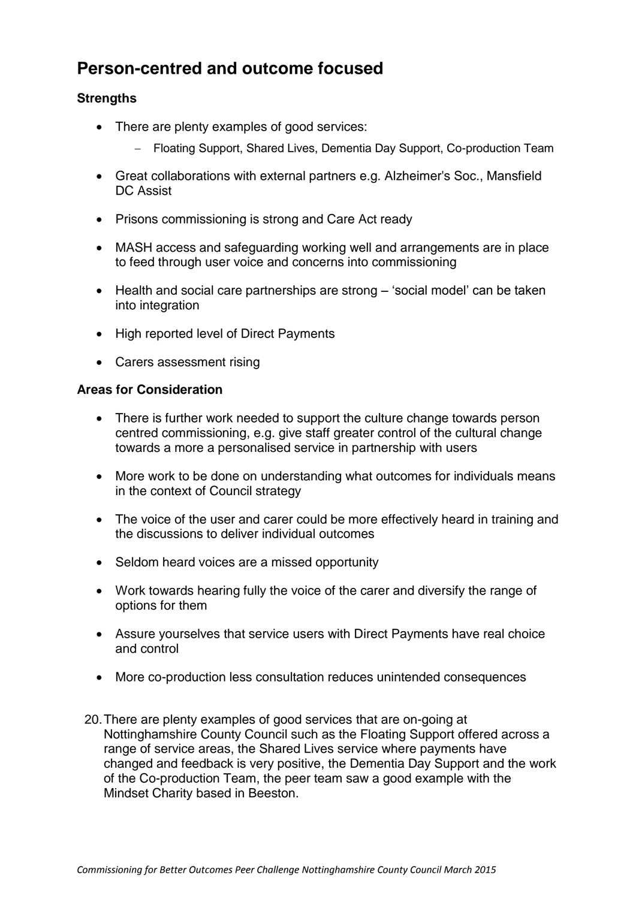## Person-centred and outcome focused

**Strengths**

- There are plenty examples of good services:
  - Floating Support, Shared Lives, Dementia Day Support, Co-production Team
- Great collaborations with external partners e.g. Alzheimer's Soc., Mansfield DC Assist
- Prisons commissioning is strong and Care Act ready
- MASH access and safeguarding working well and arrangements are in place to feed through user voice and concerns into commissioning
- Health and social care partnerships are strong – 'social model' can be taken into integration
- High reported level of Direct Payments
- Carers assessment rising

**Areas for Consideration**

- There is further work needed to support the culture change towards person centred commissioning, e.g. give staff greater control of the cultural change towards a more a personalised service in partnership with users
- More work to be done on understanding what outcomes for individuals means in the context of Council strategy
- The voice of the user and carer could be more effectively heard in training and the discussions to deliver individual outcomes
- Seldom heard voices are a missed opportunity
- Work towards hearing fully the voice of the carer and diversify the range of options for them
- Assure yourselves that service users with Direct Payments have real choice and control
- More co-production less consultation reduces unintended consequences

20. There are plenty examples of good services that are on-going at Nottinghamshire County Council such as the Floating Support offered across a range of service areas, the Shared Lives service where payments have changed and feedback is very positive, the Dementia Day Support and the work of the Co-production Team, the peer team saw a good example with the Mindset Charity based in Beeston.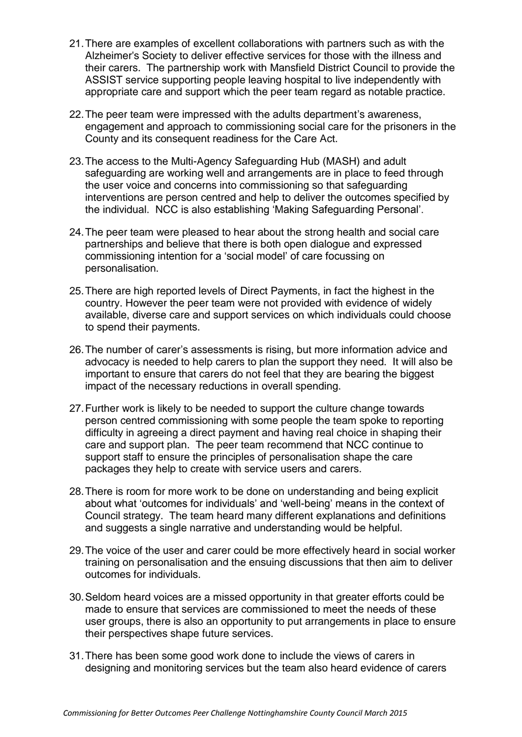21. There are examples of excellent collaborations with partners such as with the Alzheimer's Society to deliver effective services for those with the illness and their carers. The partnership work with Mansfield District Council to provide the ASSIST service supporting people leaving hospital to live independently with appropriate care and support which the peer team regard as notable practice.

22. The peer team were impressed with the adults department's awareness, engagement and approach to commissioning social care for the prisoners in the County and its consequent readiness for the Care Act.

23. The access to the Multi-Agency Safeguarding Hub (MASH) and adult safeguarding are working well and arrangements are in place to feed through the user voice and concerns into commissioning so that safeguarding interventions are person centred and help to deliver the outcomes specified by the individual. NCC is also establishing 'Making Safeguarding Personal'.

24. The peer team were pleased to hear about the strong health and social care partnerships and believe that there is both open dialogue and expressed commissioning intention for a 'social model' of care focussing on personalisation.

25. There are high reported levels of Direct Payments, in fact the highest in the country. However the peer team were not provided with evidence of widely available, diverse care and support services on which individuals could choose to spend their payments.

26. The number of carer's assessments is rising, but more information advice and advocacy is needed to help carers to plan the support they need. It will also be important to ensure that carers do not feel that they are bearing the biggest impact of the necessary reductions in overall spending.

27. Further work is likely to be needed to support the culture change towards person centred commissioning with some people the team spoke to reporting difficulty in agreeing a direct payment and having real choice in shaping their care and support plan. The peer team recommend that NCC continue to support staff to ensure the principles of personalisation shape the care packages they help to create with service users and carers.

28. There is room for more work to be done on understanding and being explicit about what 'outcomes for individuals' and 'well-being' means in the context of Council strategy. The team heard many different explanations and definitions and suggests a single narrative and understanding would be helpful.

29. The voice of the user and carer could be more effectively heard in social worker training on personalisation and the ensuing discussions that then aim to deliver outcomes for individuals.

30. Seldom heard voices are a missed opportunity in that greater efforts could be made to ensure that services are commissioned to meet the needs of these user groups, there is also an opportunity to put arrangements in place to ensure their perspectives shape future services.

31. There has been some good work done to include the views of carers in designing and monitoring services but the team also heard evidence of carers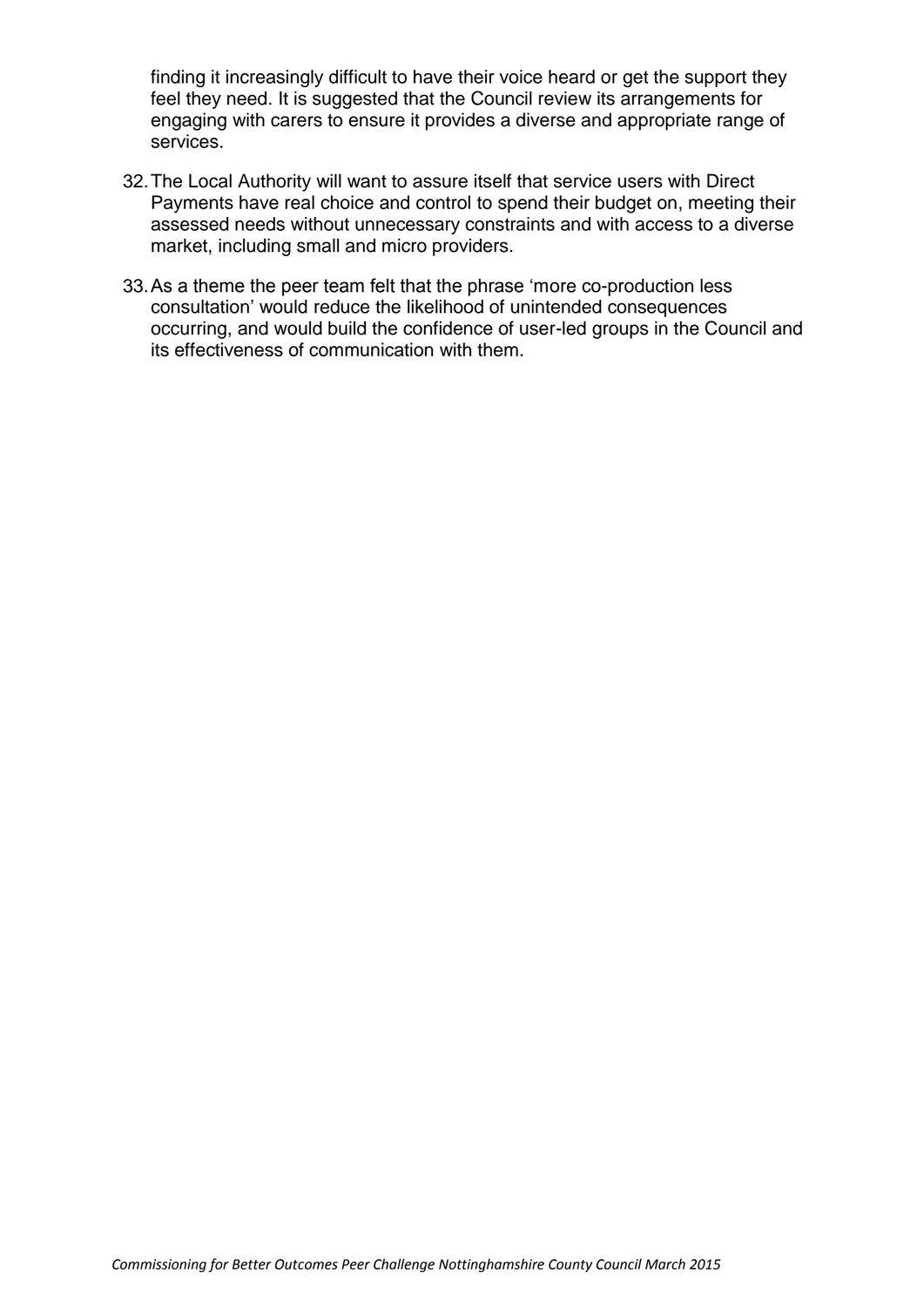finding it increasingly difficult to have their voice heard or get the support they feel they need. It is suggested that the Council review its arrangements for engaging with carers to ensure it provides a diverse and appropriate range of services.

32. The Local Authority will want to assure itself that service users with Direct Payments have real choice and control to spend their budget on, meeting their assessed needs without unnecessary constraints and with access to a diverse market, including small and micro providers.

33. As a theme the peer team felt that the phrase 'more co-production less consultation' would reduce the likelihood of unintended consequences occurring, and would build the confidence of user-led groups in the Council and its effectiveness of communication with them.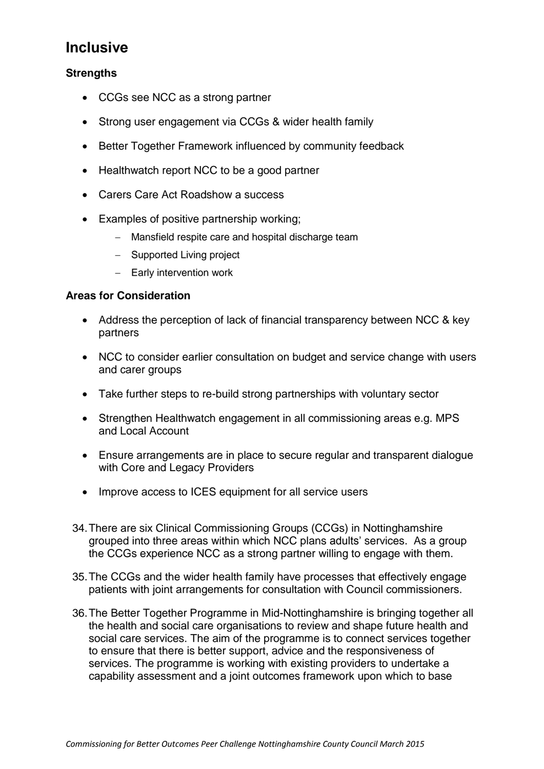## Inclusive

### Strengths

- CCGs see NCC as a strong partner
- Strong user engagement via CCGs & wider health family
- Better Together Framework influenced by community feedback
- Healthwatch report NCC to be a good partner
- Carers Care Act Roadshow a success
- Examples of positive partnership working;
  - Mansfield respite care and hospital discharge team
  - Supported Living project
  - Early intervention work

### Areas for Consideration

- Address the perception of lack of financial transparency between NCC & key partners
- NCC to consider earlier consultation on budget and service change with users and carer groups
- Take further steps to re-build strong partnerships with voluntary sector
- Strengthen Healthwatch engagement in all commissioning areas e.g. MPS and Local Account
- Ensure arrangements are in place to secure regular and transparent dialogue with Core and Legacy Providers
- Improve access to ICES equipment for all service users

34. There are six Clinical Commissioning Groups (CCGs) in Nottinghamshire grouped into three areas within which NCC plans adults' services. As a group the CCGs experience NCC as a strong partner willing to engage with them.

35. The CCGs and the wider health family have processes that effectively engage patients with joint arrangements for consultation with Council commissioners.

36. The Better Together Programme in Mid-Nottinghamshire is bringing together all the health and social care organisations to review and shape future health and social care services. The aim of the programme is to connect services together to ensure that there is better support, advice and the responsiveness of services. The programme is working with existing providers to undertake a capability assessment and a joint outcomes framework upon which to base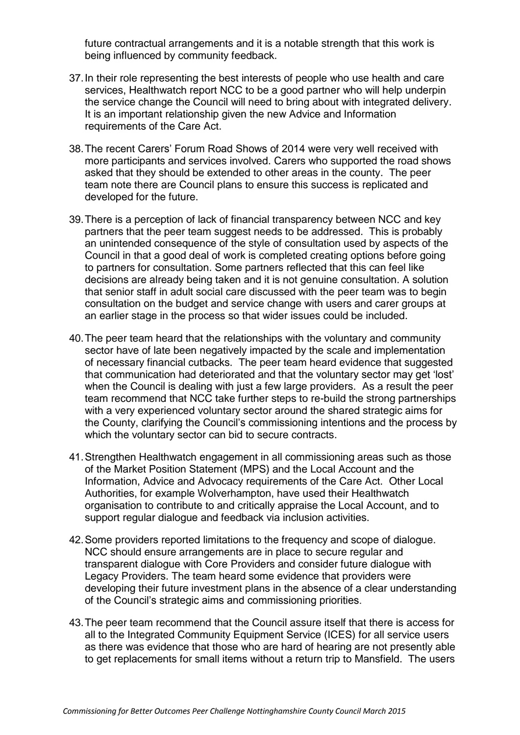future contractual arrangements and it is a notable strength that this work is being influenced by community feedback.

37. In their role representing the best interests of people who use health and care services, Healthwatch report NCC to be a good partner who will help underpin the service change the Council will need to bring about with integrated delivery. It is an important relationship given the new Advice and Information requirements of the Care Act.

38. The recent Carers' Forum Road Shows of 2014 were very well received with more participants and services involved. Carers who supported the road shows asked that they should be extended to other areas in the county. The peer team note there are Council plans to ensure this success is replicated and developed for the future.

39. There is a perception of lack of financial transparency between NCC and key partners that the peer team suggest needs to be addressed. This is probably an unintended consequence of the style of consultation used by aspects of the Council in that a good deal of work is completed creating options before going to partners for consultation. Some partners reflected that this can feel like decisions are already being taken and it is not genuine consultation. A solution that senior staff in adult social care discussed with the peer team was to begin consultation on the budget and service change with users and carer groups at an earlier stage in the process so that wider issues could be included.

40. The peer team heard that the relationships with the voluntary and community sector have of late been negatively impacted by the scale and implementation of necessary financial cutbacks. The peer team heard evidence that suggested that communication had deteriorated and that the voluntary sector may get 'lost' when the Council is dealing with just a few large providers. As a result the peer team recommend that NCC take further steps to re-build the strong partnerships with a very experienced voluntary sector around the shared strategic aims for the County, clarifying the Council's commissioning intentions and the process by which the voluntary sector can bid to secure contracts.

41. Strengthen Healthwatch engagement in all commissioning areas such as those of the Market Position Statement (MPS) and the Local Account and the Information, Advice and Advocacy requirements of the Care Act. Other Local Authorities, for example Wolverhampton, have used their Healthwatch organisation to contribute to and critically appraise the Local Account, and to support regular dialogue and feedback via inclusion activities.

42. Some providers reported limitations to the frequency and scope of dialogue. NCC should ensure arrangements are in place to secure regular and transparent dialogue with Core Providers and consider future dialogue with Legacy Providers. The team heard some evidence that providers were developing their future investment plans in the absence of a clear understanding of the Council's strategic aims and commissioning priorities.

43. The peer team recommend that the Council assure itself that there is access for all to the Integrated Community Equipment Service (ICES) for all service users as there was evidence that those who are hard of hearing are not presently able to get replacements for small items without a return trip to Mansfield. The users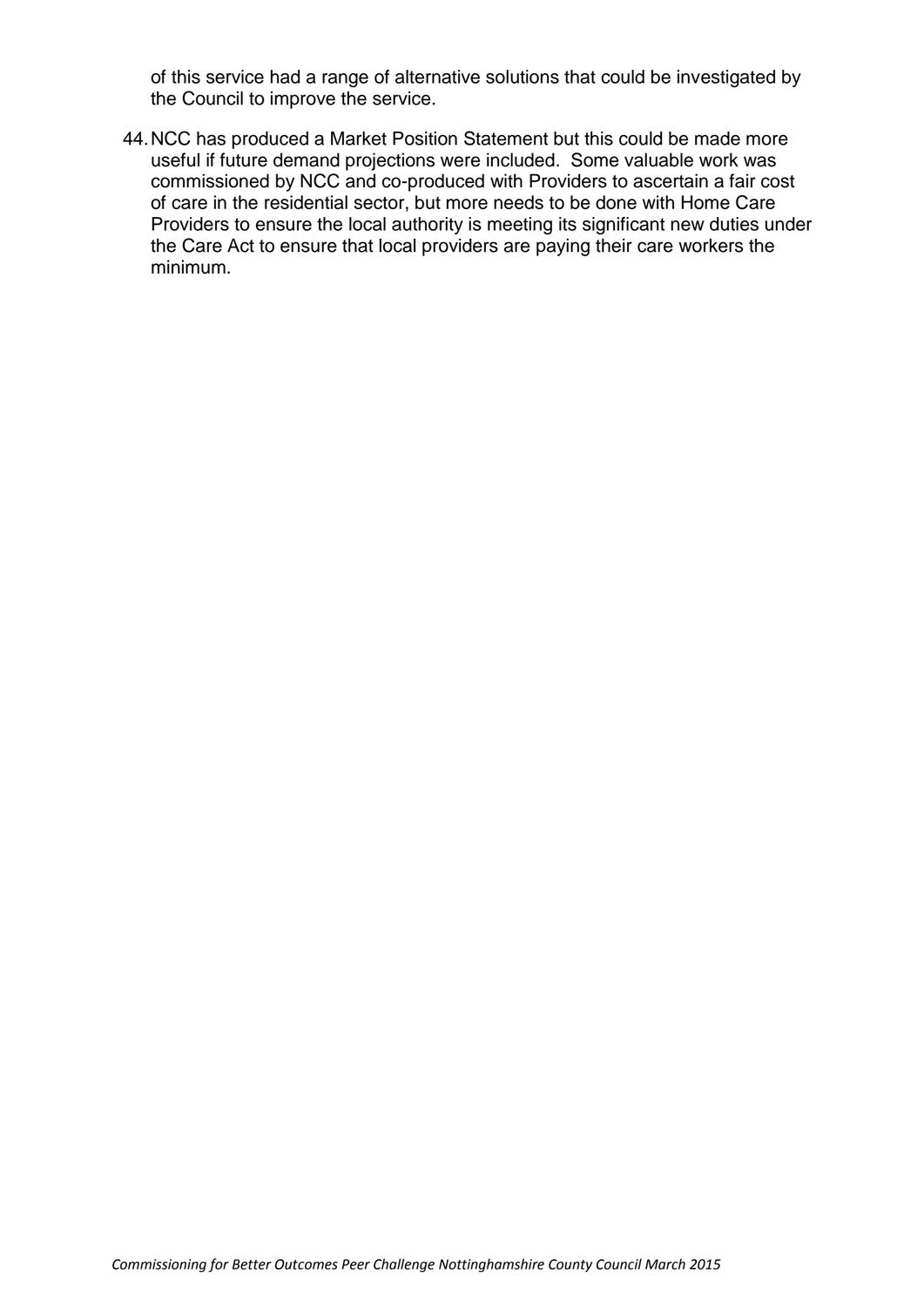of this service had a range of alternative solutions that could be investigated by the Council to improve the service.

44. NCC has produced a Market Position Statement but this could be made more useful if future demand projections were included. Some valuable work was commissioned by NCC and co-produced with Providers to ascertain a fair cost of care in the residential sector, but more needs to be done with Home Care Providers to ensure the local authority is meeting its significant new duties under the Care Act to ensure that local providers are paying their care workers the minimum.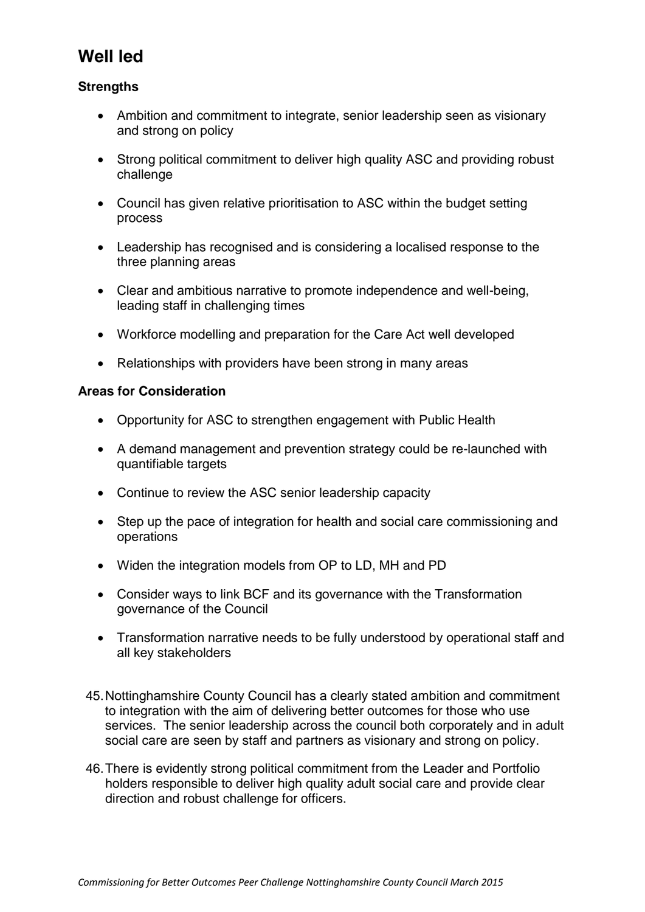## Well led

**Strengths**

- Ambition and commitment to integrate, senior leadership seen as visionary and strong on policy
- Strong political commitment to deliver high quality ASC and providing robust challenge
- Council has given relative prioritisation to ASC within the budget setting process
- Leadership has recognised and is considering a localised response to the three planning areas
- Clear and ambitious narrative to promote independence and well-being, leading staff in challenging times
- Workforce modelling and preparation for the Care Act well developed
- Relationships with providers have been strong in many areas

**Areas for Consideration**

- Opportunity for ASC to strengthen engagement with Public Health
- A demand management and prevention strategy could be re-launched with quantifiable targets
- Continue to review the ASC senior leadership capacity
- Step up the pace of integration for health and social care commissioning and operations
- Widen the integration models from OP to LD, MH and PD
- Consider ways to link BCF and its governance with the Transformation governance of the Council
- Transformation narrative needs to be fully understood by operational staff and all key stakeholders

45. Nottinghamshire County Council has a clearly stated ambition and commitment to integration with the aim of delivering better outcomes for those who use services. The senior leadership across the council both corporately and in adult social care are seen by staff and partners as visionary and strong on policy.

46. There is evidently strong political commitment from the Leader and Portfolio holders responsible to deliver high quality adult social care and provide clear direction and robust challenge for officers.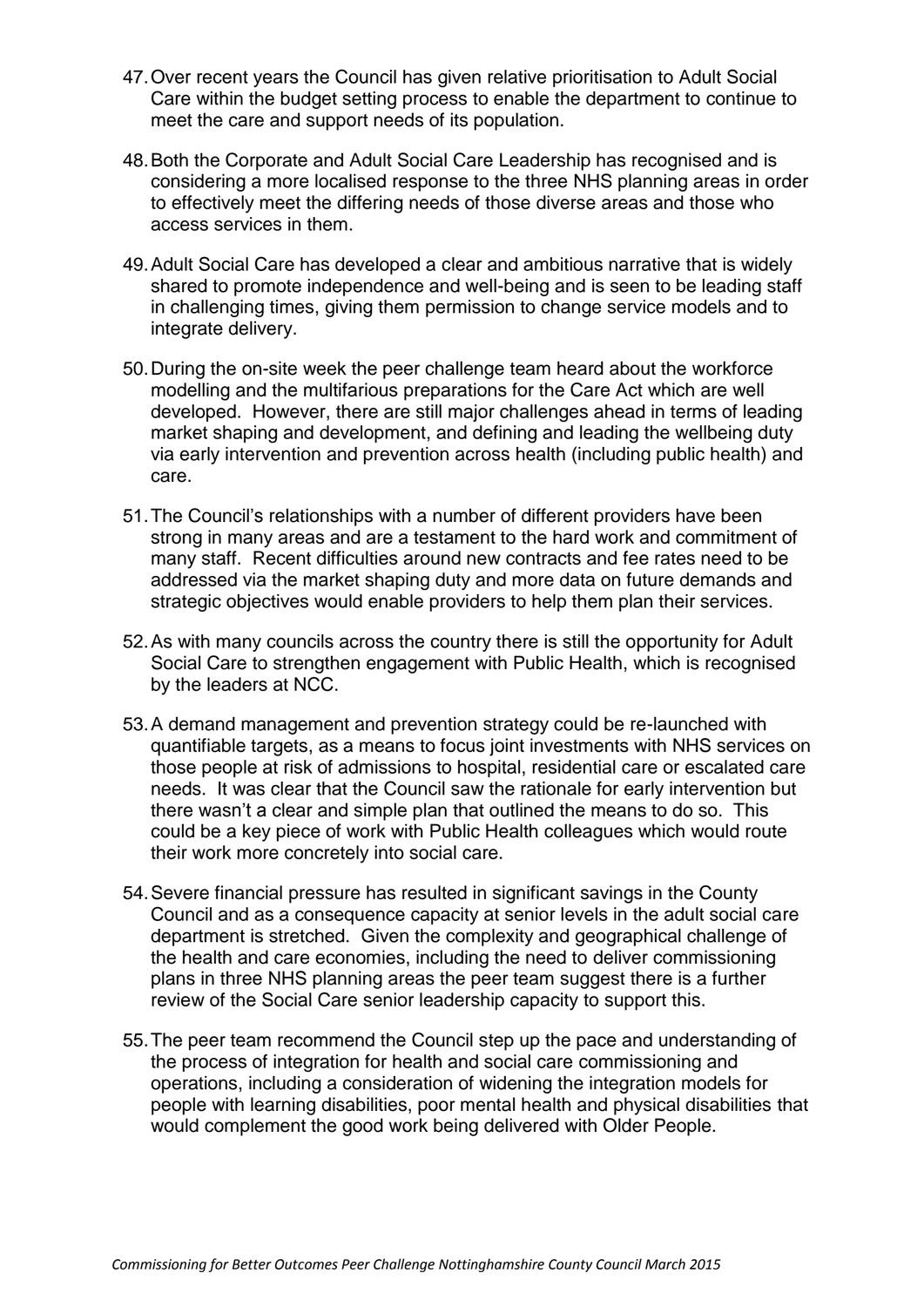47. Over recent years the Council has given relative prioritisation to Adult Social Care within the budget setting process to enable the department to continue to meet the care and support needs of its population.

48. Both the Corporate and Adult Social Care Leadership has recognised and is considering a more localised response to the three NHS planning areas in order to effectively meet the differing needs of those diverse areas and those who access services in them.

49. Adult Social Care has developed a clear and ambitious narrative that is widely shared to promote independence and well-being and is seen to be leading staff in challenging times, giving them permission to change service models and to integrate delivery.

50. During the on-site week the peer challenge team heard about the workforce modelling and the multifarious preparations for the Care Act which are well developed. However, there are still major challenges ahead in terms of leading market shaping and development, and defining and leading the wellbeing duty via early intervention and prevention across health (including public health) and care.

51. The Council's relationships with a number of different providers have been strong in many areas and are a testament to the hard work and commitment of many staff. Recent difficulties around new contracts and fee rates need to be addressed via the market shaping duty and more data on future demands and strategic objectives would enable providers to help them plan their services.

52. As with many councils across the country there is still the opportunity for Adult Social Care to strengthen engagement with Public Health, which is recognised by the leaders at NCC.

53. A demand management and prevention strategy could be re-launched with quantifiable targets, as a means to focus joint investments with NHS services on those people at risk of admissions to hospital, residential care or escalated care needs. It was clear that the Council saw the rationale for early intervention but there wasn't a clear and simple plan that outlined the means to do so. This could be a key piece of work with Public Health colleagues which would route their work more concretely into social care.

54. Severe financial pressure has resulted in significant savings in the County Council and as a consequence capacity at senior levels in the adult social care department is stretched. Given the complexity and geographical challenge of the health and care economies, including the need to deliver commissioning plans in three NHS planning areas the peer team suggest there is a further review of the Social Care senior leadership capacity to support this.

55. The peer team recommend the Council step up the pace and understanding of the process of integration for health and social care commissioning and operations, including a consideration of widening the integration models for people with learning disabilities, poor mental health and physical disabilities that would complement the good work being delivered with Older People.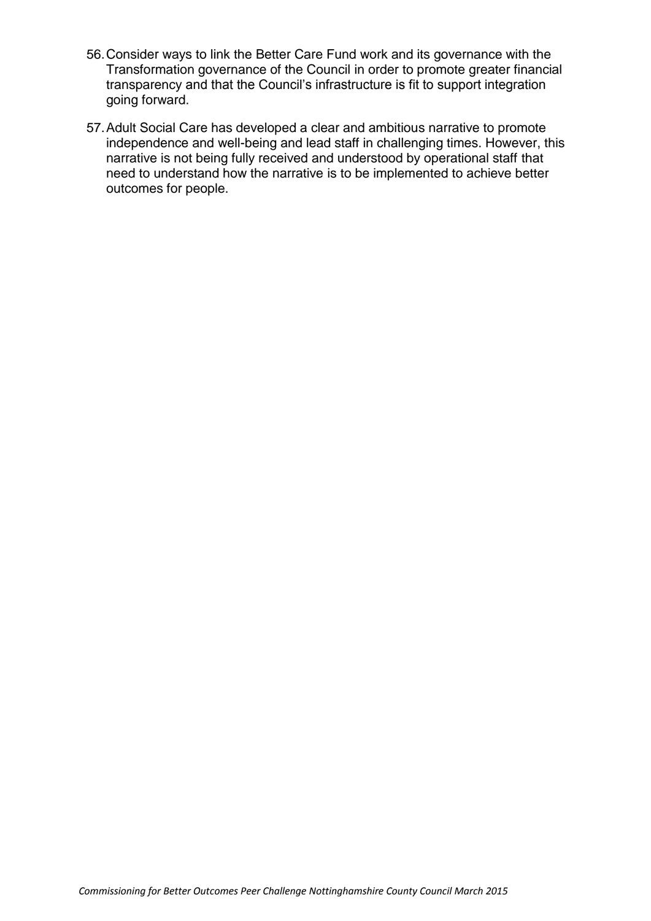56. Consider ways to link the Better Care Fund work and its governance with the Transformation governance of the Council in order to promote greater financial transparency and that the Council's infrastructure is fit to support integration going forward.

57. Adult Social Care has developed a clear and ambitious narrative to promote independence and well-being and lead staff in challenging times. However, this narrative is not being fully received and understood by operational staff that need to understand how the narrative is to be implemented to achieve better outcomes for people.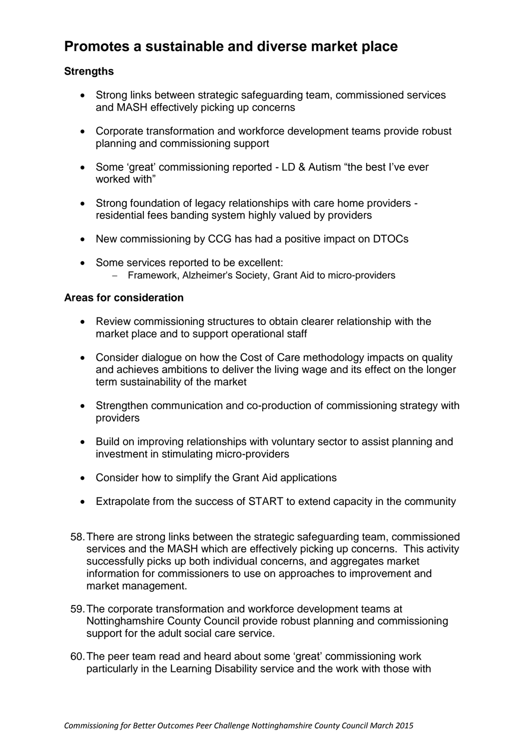## Promotes a sustainable and diverse market place

**Strengths**

- Strong links between strategic safeguarding team, commissioned services and MASH effectively picking up concerns
- Corporate transformation and workforce development teams provide robust planning and commissioning support
- Some 'great' commissioning reported - LD & Autism "the best I've ever worked with"
- Strong foundation of legacy relationships with care home providers - residential fees banding system highly valued by providers
- New commissioning by CCG has had a positive impact on DTOCs
- Some services reported to be excellent:
  - Framework, Alzheimer's Society, Grant Aid to micro-providers

**Areas for consideration**

- Review commissioning structures to obtain clearer relationship with the market place and to support operational staff
- Consider dialogue on how the Cost of Care methodology impacts on quality and achieves ambitions to deliver the living wage and its effect on the longer term sustainability of the market
- Strengthen communication and co-production of commissioning strategy with providers
- Build on improving relationships with voluntary sector to assist planning and investment in stimulating micro-providers
- Consider how to simplify the Grant Aid applications
- Extrapolate from the success of START to extend capacity in the community

58. There are strong links between the strategic safeguarding team, commissioned services and the MASH which are effectively picking up concerns. This activity successfully picks up both individual concerns, and aggregates market information for commissioners to use on approaches to improvement and market management.

59. The corporate transformation and workforce development teams at Nottinghamshire County Council provide robust planning and commissioning support for the adult social care service.

60. The peer team read and heard about some 'great' commissioning work particularly in the Learning Disability service and the work with those with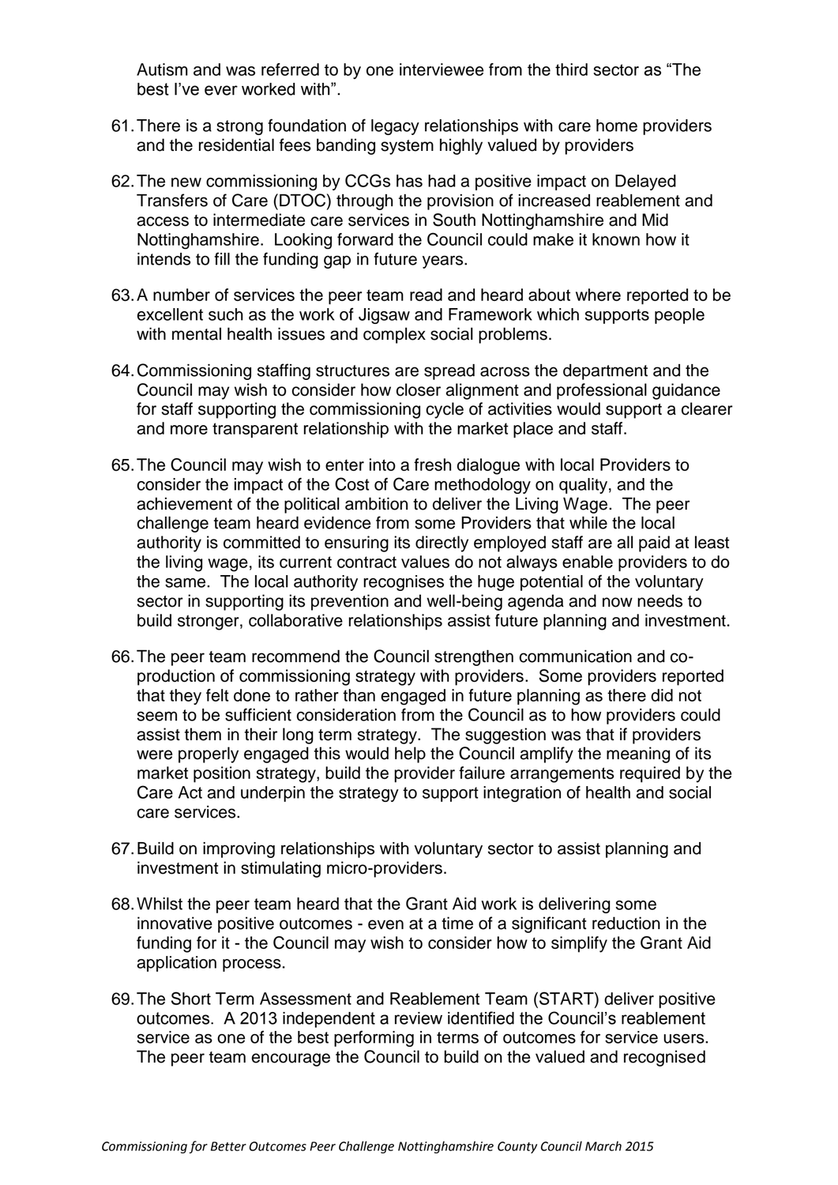Autism and was referred to by one interviewee from the third sector as “The best I’ve ever worked with”.

61. There is a strong foundation of legacy relationships with care home providers and the residential fees banding system highly valued by providers

62. The new commissioning by CCGs has had a positive impact on Delayed Transfers of Care (DTOC) through the provision of increased reablement and access to intermediate care services in South Nottinghamshire and Mid Nottinghamshire. Looking forward the Council could make it known how it intends to fill the funding gap in future years.

63. A number of services the peer team read and heard about where reported to be excellent such as the work of Jigsaw and Framework which supports people with mental health issues and complex social problems.

64. Commissioning staffing structures are spread across the department and the Council may wish to consider how closer alignment and professional guidance for staff supporting the commissioning cycle of activities would support a clearer and more transparent relationship with the market place and staff.

65. The Council may wish to enter into a fresh dialogue with local Providers to consider the impact of the Cost of Care methodology on quality, and the achievement of the political ambition to deliver the Living Wage. The peer challenge team heard evidence from some Providers that while the local authority is committed to ensuring its directly employed staff are all paid at least the living wage, its current contract values do not always enable providers to do the same. The local authority recognises the huge potential of the voluntary sector in supporting its prevention and well-being agenda and now needs to build stronger, collaborative relationships assist future planning and investment.

66. The peer team recommend the Council strengthen communication and co-production of commissioning strategy with providers. Some providers reported that they felt done to rather than engaged in future planning as there did not seem to be sufficient consideration from the Council as to how providers could assist them in their long term strategy. The suggestion was that if providers were properly engaged this would help the Council amplify the meaning of its market position strategy, build the provider failure arrangements required by the Care Act and underpin the strategy to support integration of health and social care services.

67. Build on improving relationships with voluntary sector to assist planning and investment in stimulating micro-providers.

68. Whilst the peer team heard that the Grant Aid work is delivering some innovative positive outcomes - even at a time of a significant reduction in the funding for it - the Council may wish to consider how to simplify the Grant Aid application process.

69. The Short Term Assessment and Reablement Team (START) deliver positive outcomes. A 2013 independent a review identified the Council’s reablement service as one of the best performing in terms of outcomes for service users. The peer team encourage the Council to build on the valued and recognised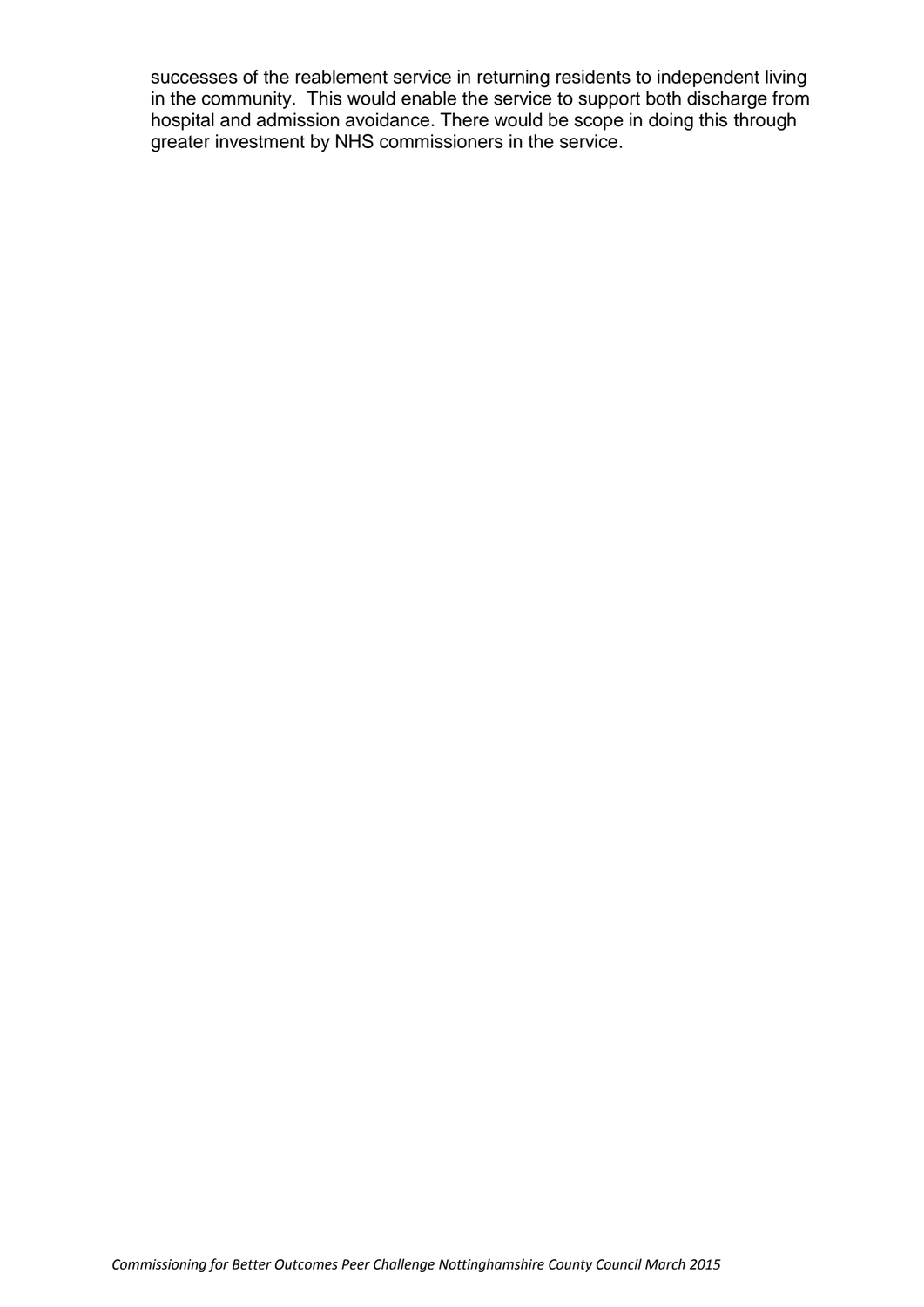successes of the reablement service in returning residents to independent living in the community. This would enable the service to support both discharge from hospital and admission avoidance. There would be scope in doing this through greater investment by NHS commissioners in the service.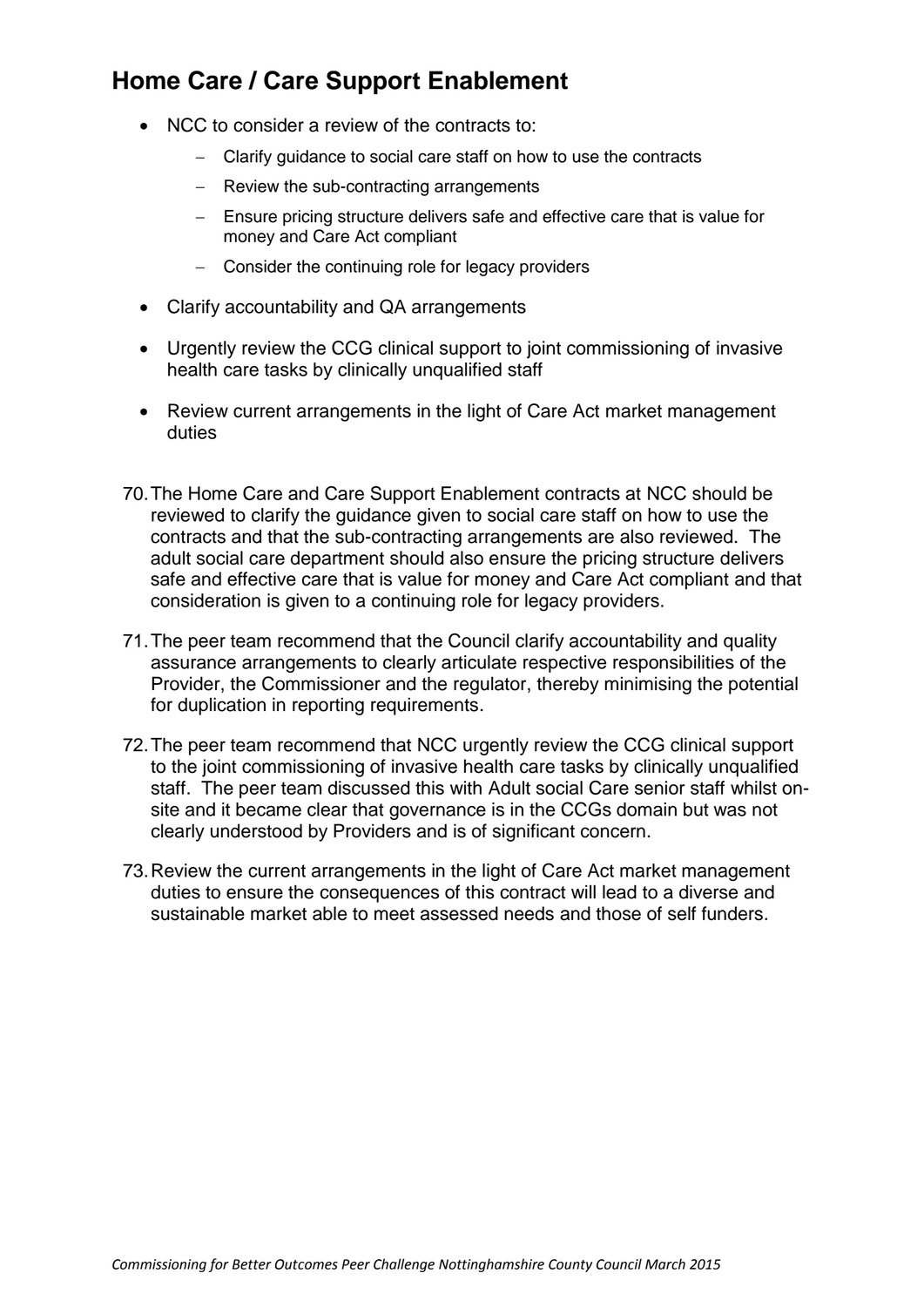## Home Care / Care Support Enablement

- NCC to consider a review of the contracts to:
  - Clarify guidance to social care staff on how to use the contracts
  - Review the sub-contracting arrangements
  - Ensure pricing structure delivers safe and effective care that is value for money and Care Act compliant
  - Consider the continuing role for legacy providers
- Clarify accountability and QA arrangements
- Urgently review the CCG clinical support to joint commissioning of invasive health care tasks by clinically unqualified staff
- Review current arrangements in the light of Care Act market management duties

70. The Home Care and Care Support Enablement contracts at NCC should be reviewed to clarify the guidance given to social care staff on how to use the contracts and that the sub-contracting arrangements are also reviewed. The adult social care department should also ensure the pricing structure delivers safe and effective care that is value for money and Care Act compliant and that consideration is given to a continuing role for legacy providers.

71. The peer team recommend that the Council clarify accountability and quality assurance arrangements to clearly articulate respective responsibilities of the Provider, the Commissioner and the regulator, thereby minimising the potential for duplication in reporting requirements.

72. The peer team recommend that NCC urgently review the CCG clinical support to the joint commissioning of invasive health care tasks by clinically unqualified staff. The peer team discussed this with Adult social Care senior staff whilst on-site and it became clear that governance is in the CCGs domain but was not clearly understood by Providers and is of significant concern.

73. Review the current arrangements in the light of Care Act market management duties to ensure the consequences of this contract will lead to a diverse and sustainable market able to meet assessed needs and those of self funders.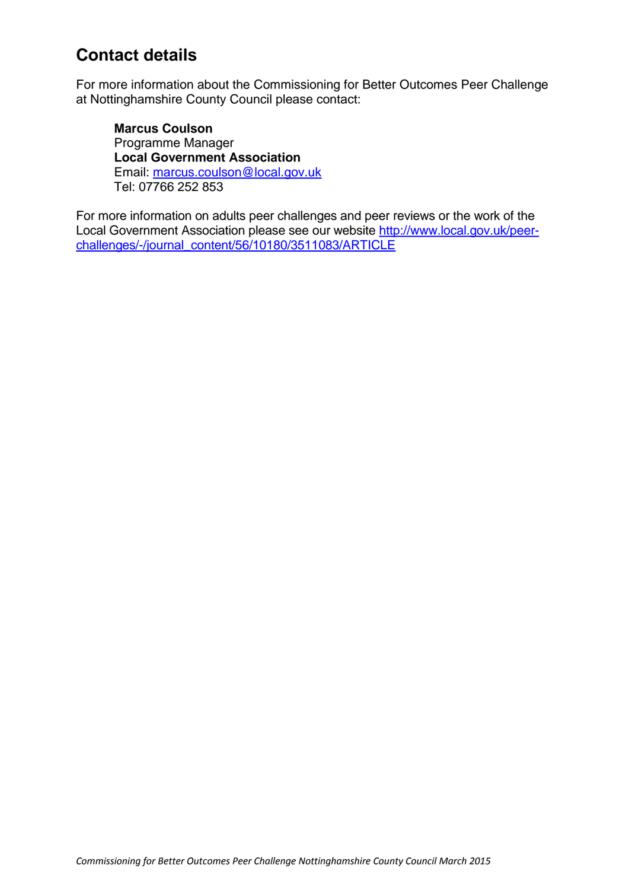## Contact details

For more information about the Commissioning for Better Outcomes Peer Challenge at Nottinghamshire County Council please contact:

**Marcus Coulson**
Programme Manager
**Local Government Association**
Email: marcus.coulson@local.gov.uk
Tel: 07766 252 853

For more information on adults peer challenges and peer reviews or the work of the Local Government Association please see our website http://www.local.gov.uk/peer-challenges/-/journal_content/56/10180/3511083/ARTICLE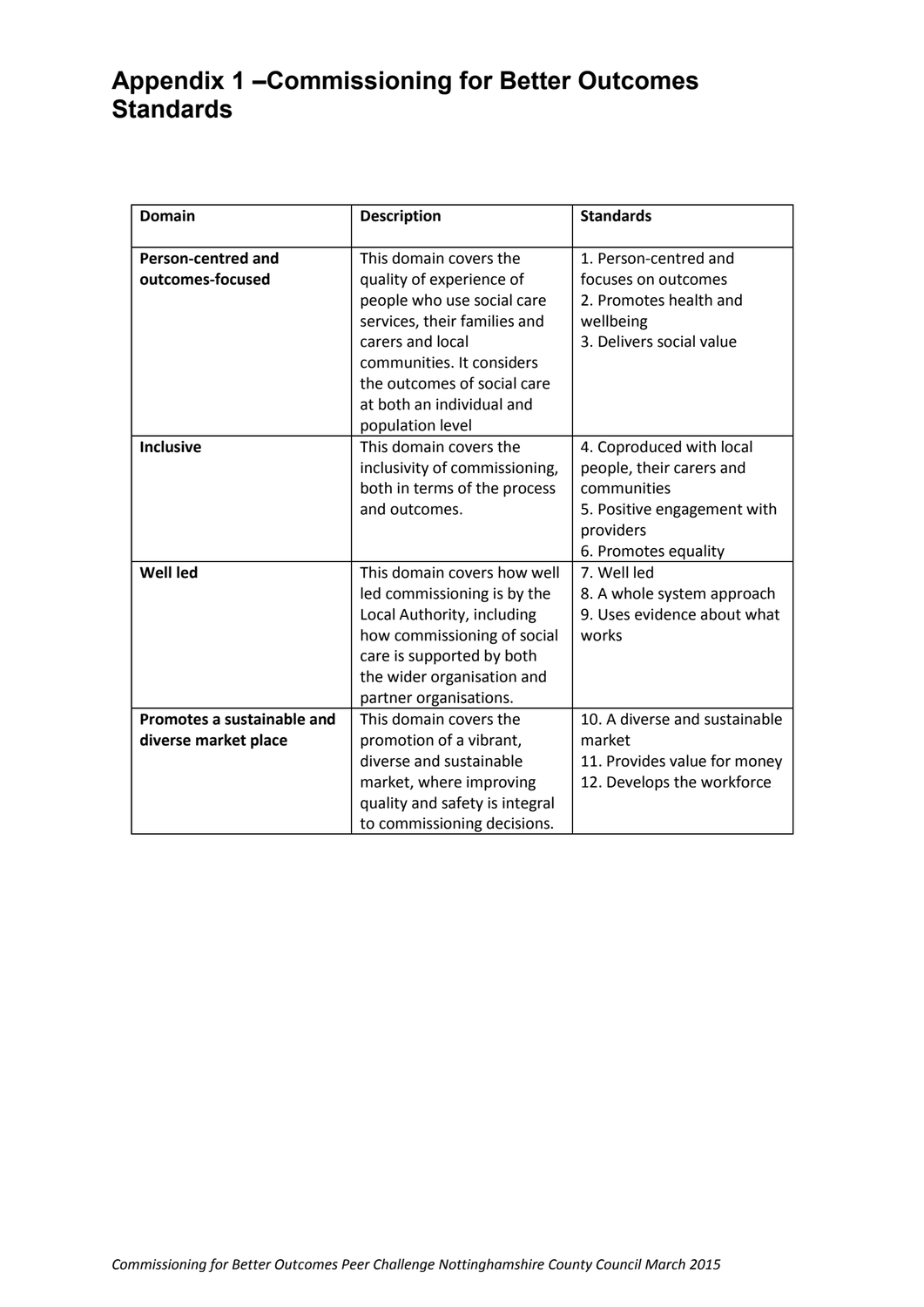# Appendix 1 –Commissioning for Better Outcomes Standards

| Domain | Description | Standards |
|---|---|---|
| **Person-centred and outcomes-focused** | This domain covers the quality of experience of people who use social care services, their families and carers and local communities. It considers the outcomes of social care at both an individual and population level | 1. Person-centred and focuses on outcomes<br>2. Promotes health and wellbeing<br>3. Delivers social value |
| **Inclusive** | This domain covers the inclusivity of commissioning, both in terms of the process and outcomes. | 4. Coproduced with local people, their carers and communities<br>5. Positive engagement with providers<br>6. Promotes equality |
| **Well led** | This domain covers how well led commissioning is by the Local Authority, including how commissioning of social care is supported by both the wider organisation and partner organisations. | 7. Well led<br>8. A whole system approach<br>9. Uses evidence about what works |
| **Promotes a sustainable and diverse market place** | This domain covers the promotion of a vibrant, diverse and sustainable market, where improving quality and safety is integral to commissioning decisions. | 10. A diverse and sustainable market<br>11. Provides value for money<br>12. Develops the workforce |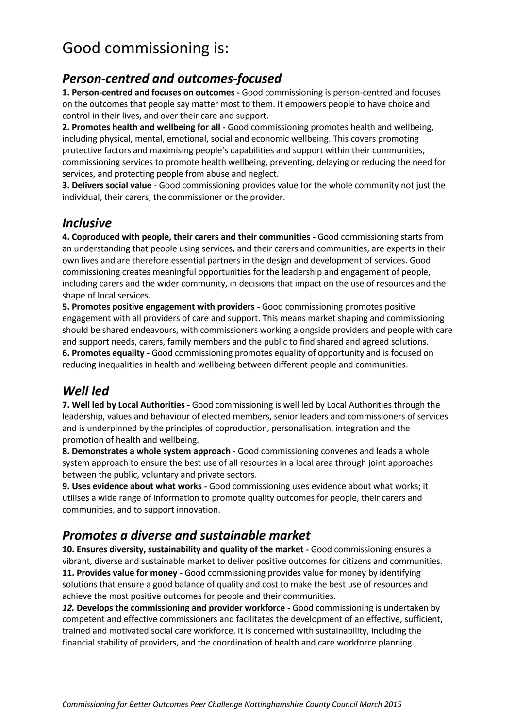# Good commissioning is:

## *Person-centred and outcomes-focused*

**1. Person-centred and focuses on outcomes -** Good commissioning is person-centred and focuses on the outcomes that people say matter most to them. It empowers people to have choice and control in their lives, and over their care and support.

**2. Promotes health and wellbeing for all -** Good commissioning promotes health and wellbeing, including physical, mental, emotional, social and economic wellbeing. This covers promoting protective factors and maximising people's capabilities and support within their communities, commissioning services to promote health wellbeing, preventing, delaying or reducing the need for services, and protecting people from abuse and neglect.

**3. Delivers social value** - Good commissioning provides value for the whole community not just the individual, their carers, the commissioner or the provider.

## *Inclusive*

**4. Coproduced with people, their carers and their communities -** Good commissioning starts from an understanding that people using services, and their carers and communities, are experts in their own lives and are therefore essential partners in the design and development of services. Good commissioning creates meaningful opportunities for the leadership and engagement of people, including carers and the wider community, in decisions that impact on the use of resources and the shape of local services.

**5. Promotes positive engagement with providers -** Good commissioning promotes positive engagement with all providers of care and support. This means market shaping and commissioning should be shared endeavours, with commissioners working alongside providers and people with care and support needs, carers, family members and the public to find shared and agreed solutions.

**6. Promotes equality -** Good commissioning promotes equality of opportunity and is focused on reducing inequalities in health and wellbeing between different people and communities.

## *Well led*

**7. Well led by Local Authorities -** Good commissioning is well led by Local Authorities through the leadership, values and behaviour of elected members, senior leaders and commissioners of services and is underpinned by the principles of coproduction, personalisation, integration and the promotion of health and wellbeing.

**8. Demonstrates a whole system approach -** Good commissioning convenes and leads a whole system approach to ensure the best use of all resources in a local area through joint approaches between the public, voluntary and private sectors.

**9. Uses evidence about what works -** Good commissioning uses evidence about what works; it utilises a wide range of information to promote quality outcomes for people, their carers and communities, and to support innovation.

## *Promotes a diverse and sustainable market*

**10. Ensures diversity, sustainability and quality of the market -** Good commissioning ensures a vibrant, diverse and sustainable market to deliver positive outcomes for citizens and communities.

**11. Provides value for money -** Good commissioning provides value for money by identifying solutions that ensure a good balance of quality and cost to make the best use of resources and achieve the most positive outcomes for people and their communities.

***12.* Develops the commissioning and provider workforce -** Good commissioning is undertaken by competent and effective commissioners and facilitates the development of an effective, sufficient, trained and motivated social care workforce. It is concerned with sustainability, including the financial stability of providers, and the coordination of health and care workforce planning.